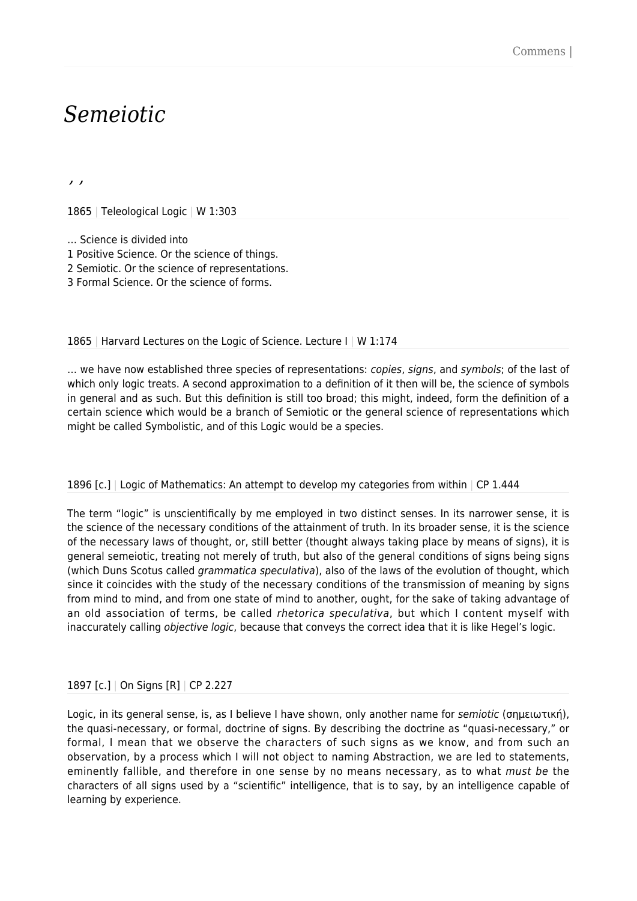# *Semeiotic*

, ,

1865 | Teleological Logic | W 1:303

… Science is divided into
1 Positive Science. Or the science of things.
2 Semiotic. Or the science of representations.
3 Formal Science. Or the science of forms.

1865 | Harvard Lectures on the Logic of Science. Lecture I | W 1:174

… we have now established three species of representations: *copies*, *signs*, and *symbols*; of the last of which only logic treats. A second approximation to a definition of it then will be, the science of symbols in general and as such. But this definition is still too broad; this might, indeed, form the definition of a certain science which would be a branch of Semiotic or the general science of representations which might be called Symbolistic, and of this Logic would be a species.

1896 [c.] | Logic of Mathematics: An attempt to develop my categories from within | CP 1.444

The term "logic" is unscientifically by me employed in two distinct senses. In its narrower sense, it is the science of the necessary conditions of the attainment of truth. In its broader sense, it is the science of the necessary laws of thought, or, still better (thought always taking place by means of signs), it is general semeiotic, treating not merely of truth, but also of the general conditions of signs being signs (which Duns Scotus called *grammatica speculativa*), also of the laws of the evolution of thought, which since it coincides with the study of the necessary conditions of the transmission of meaning by signs from mind to mind, and from one state of mind to another, ought, for the sake of taking advantage of an old association of terms, be called *rhetorica speculativa*, but which I content myself with inaccurately calling *objective logic*, because that conveys the correct idea that it is like Hegel's logic.

1897 [c.] | On Signs [R] | CP 2.227

Logic, in its general sense, is, as I believe I have shown, only another name for *semiotic* (σημειωτική), the quasi-necessary, or formal, doctrine of signs. By describing the doctrine as "quasi-necessary," or formal, I mean that we observe the characters of such signs as we know, and from such an observation, by a process which I will not object to naming Abstraction, we are led to statements, eminently fallible, and therefore in one sense by no means necessary, as to what *must be* the characters of all signs used by a "scientific" intelligence, that is to say, by an intelligence capable of learning by experience.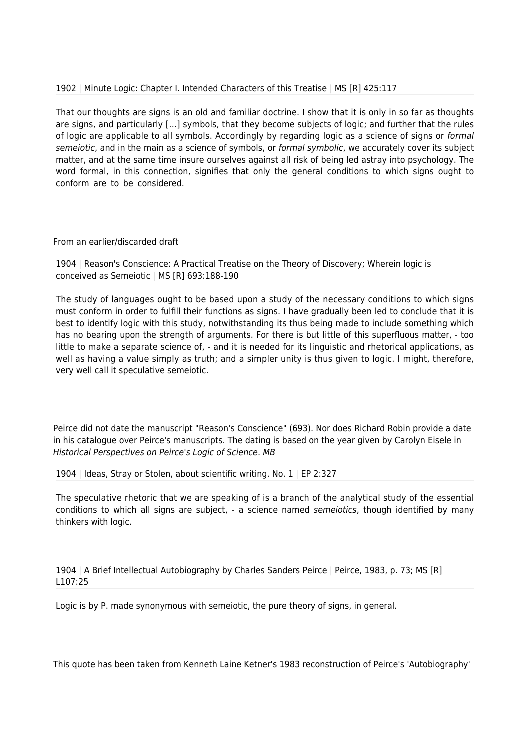1902 | Minute Logic: Chapter I. Intended Characters of this Treatise | MS [R] 425:117

That our thoughts are signs is an old and familiar doctrine. I show that it is only in so far as thoughts are signs, and particularly [...] symbols, that they become subjects of logic; and further that the rules of logic are applicable to all symbols. Accordingly by regarding logic as a science of signs or *formal semeiotic*, and in the main as a science of symbols, or *formal symbolic*, we accurately cover its subject matter, and at the same time insure ourselves against all risk of being led astray into psychology. The word formal, in this connection, signifies that only the general conditions to which signs ought to conform are to be considered.

From an earlier/discarded draft

1904 | Reason's Conscience: A Practical Treatise on the Theory of Discovery; Wherein logic is conceived as Semeiotic | MS [R] 693:188-190

The study of languages ought to be based upon a study of the necessary conditions to which signs must conform in order to fulfill their functions as signs. I have gradually been led to conclude that it is best to identify logic with this study, notwithstanding its thus being made to include something which has no bearing upon the strength of arguments. For there is but little of this superfluous matter, - too little to make a separate science of, - and it is needed for its linguistic and rhetorical applications, as well as having a value simply as truth; and a simpler unity is thus given to logic. I might, therefore, very well call it speculative semeiotic.

Peirce did not date the manuscript "Reason's Conscience" (693). Nor does Richard Robin provide a date in his catalogue over Peirce's manuscripts. The dating is based on the year given by Carolyn Eisele in *Historical Perspectives on Peirce's Logic of Science*. *MB*

1904 | Ideas, Stray or Stolen, about scientific writing. No. 1 | EP 2:327

The speculative rhetoric that we are speaking of is a branch of the analytical study of the essential conditions to which all signs are subject, - a science named *semeiotics*, though identified by many thinkers with logic.

1904 | A Brief Intellectual Autobiography by Charles Sanders Peirce | Peirce, 1983, p. 73; MS [R] L107:25

Logic is by P. made synonymous with semeiotic, the pure theory of signs, in general.

This quote has been taken from Kenneth Laine Ketner's 1983 reconstruction of Peirce's 'Autobiography'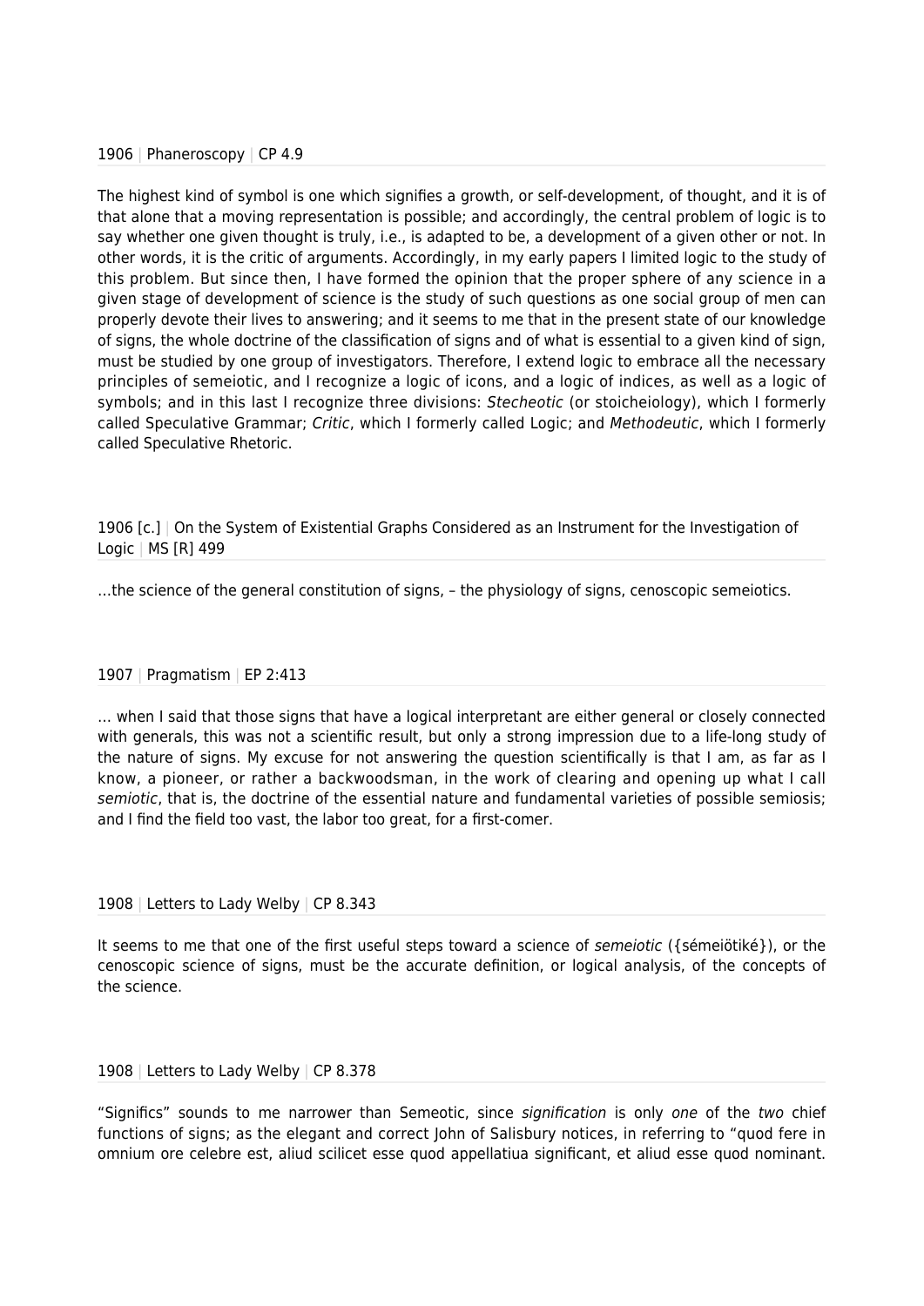1906 | Phaneroscopy | CP 4.9

The highest kind of symbol is one which signifies a growth, or self-development, of thought, and it is of that alone that a moving representation is possible; and accordingly, the central problem of logic is to say whether one given thought is truly, i.e., is adapted to be, a development of a given other or not. In other words, it is the critic of arguments. Accordingly, in my early papers I limited logic to the study of this problem. But since then, I have formed the opinion that the proper sphere of any science in a given stage of development of science is the study of such questions as one social group of men can properly devote their lives to answering; and it seems to me that in the present state of our knowledge of signs, the whole doctrine of the classification of signs and of what is essential to a given kind of sign, must be studied by one group of investigators. Therefore, I extend logic to embrace all the necessary principles of semeiotic, and I recognize a logic of icons, and a logic of indices, as well as a logic of symbols; and in this last I recognize three divisions: *Stecheotic* (or stoicheiology), which I formerly called Speculative Grammar; *Critic*, which I formerly called Logic; and *Methodeutic*, which I formerly called Speculative Rhetoric.

1906 [c.] | On the System of Existential Graphs Considered as an Instrument for the Investigation of Logic | MS [R] 499

…the science of the general constitution of signs, – the physiology of signs, cenoscopic semeiotics.

1907 | Pragmatism | EP 2:413

… when I said that those signs that have a logical interpretant are either general or closely connected with generals, this was not a scientific result, but only a strong impression due to a life-long study of the nature of signs. My excuse for not answering the question scientifically is that I am, as far as I know, a pioneer, or rather a backwoodsman, in the work of clearing and opening up what I call *semiotic*, that is, the doctrine of the essential nature and fundamental varieties of possible semiosis; and I find the field too vast, the labor too great, for a first-comer.

1908 | Letters to Lady Welby | CP 8.343

It seems to me that one of the first useful steps toward a science of *semeiotic* ({séméiötiké}), or the cenoscopic science of signs, must be the accurate definition, or logical analysis, of the concepts of the science.

1908 | Letters to Lady Welby | CP 8.378

"Significs" sounds to me narrower than Semeotic, since *signification* is only *one* of the *two* chief functions of signs; as the elegant and correct John of Salisbury notices, in referring to "quod fere in omnium ore celebre est, aliud scilicet esse quod appellatiua significant, et aliud esse quod nominant.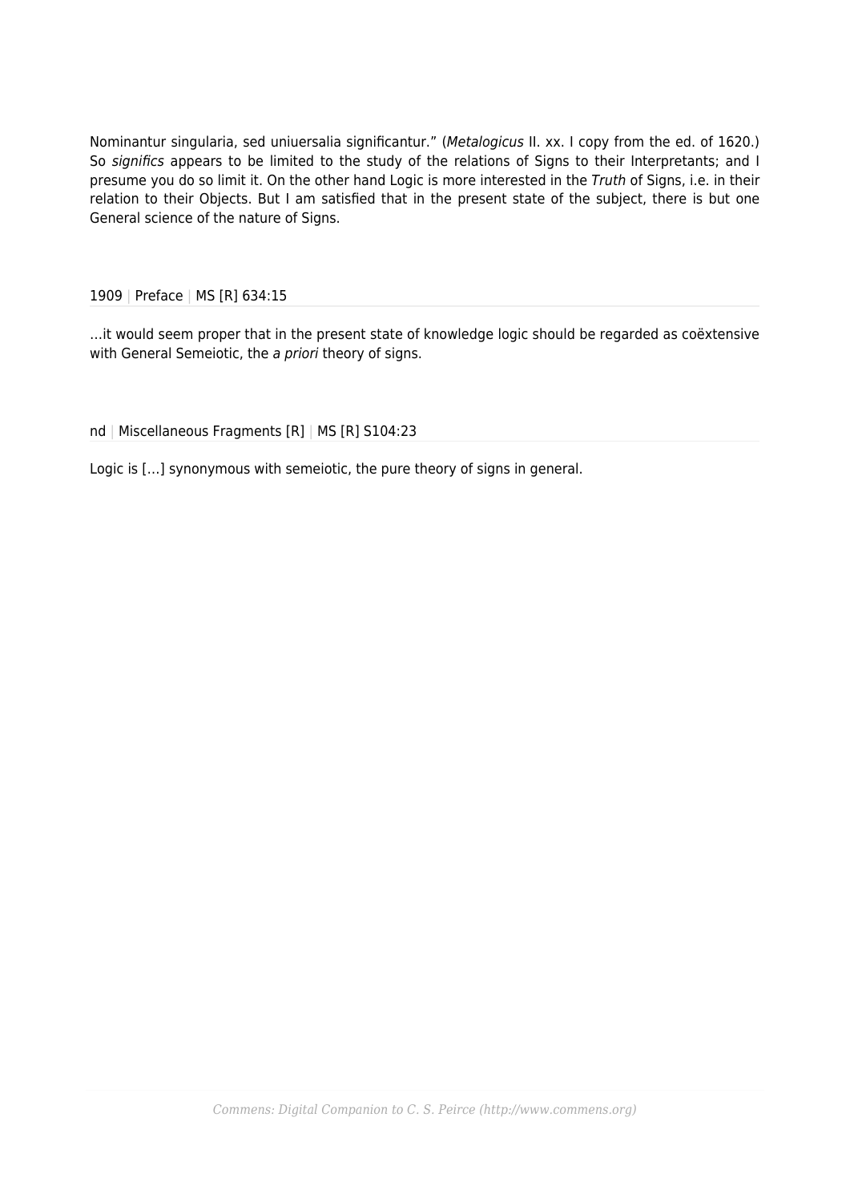Nominantur singularia, sed uniuersalia significantur." (*Metalogicus* II. xx. I copy from the ed. of 1620.) So *significs* appears to be limited to the study of the relations of Signs to their Interpretants; and I presume you do so limit it. On the other hand Logic is more interested in the *Truth* of Signs, i.e. in their relation to their Objects. But I am satisfied that in the present state of the subject, there is but one General science of the nature of Signs.

1909 | Preface | MS [R] 634:15

…it would seem proper that in the present state of knowledge logic should be regarded as coëxtensive with General Semeiotic, the *a priori* theory of signs.

nd | Miscellaneous Fragments [R] | MS [R] S104:23

Logic is […] synonymous with semeiotic, the pure theory of signs in general.